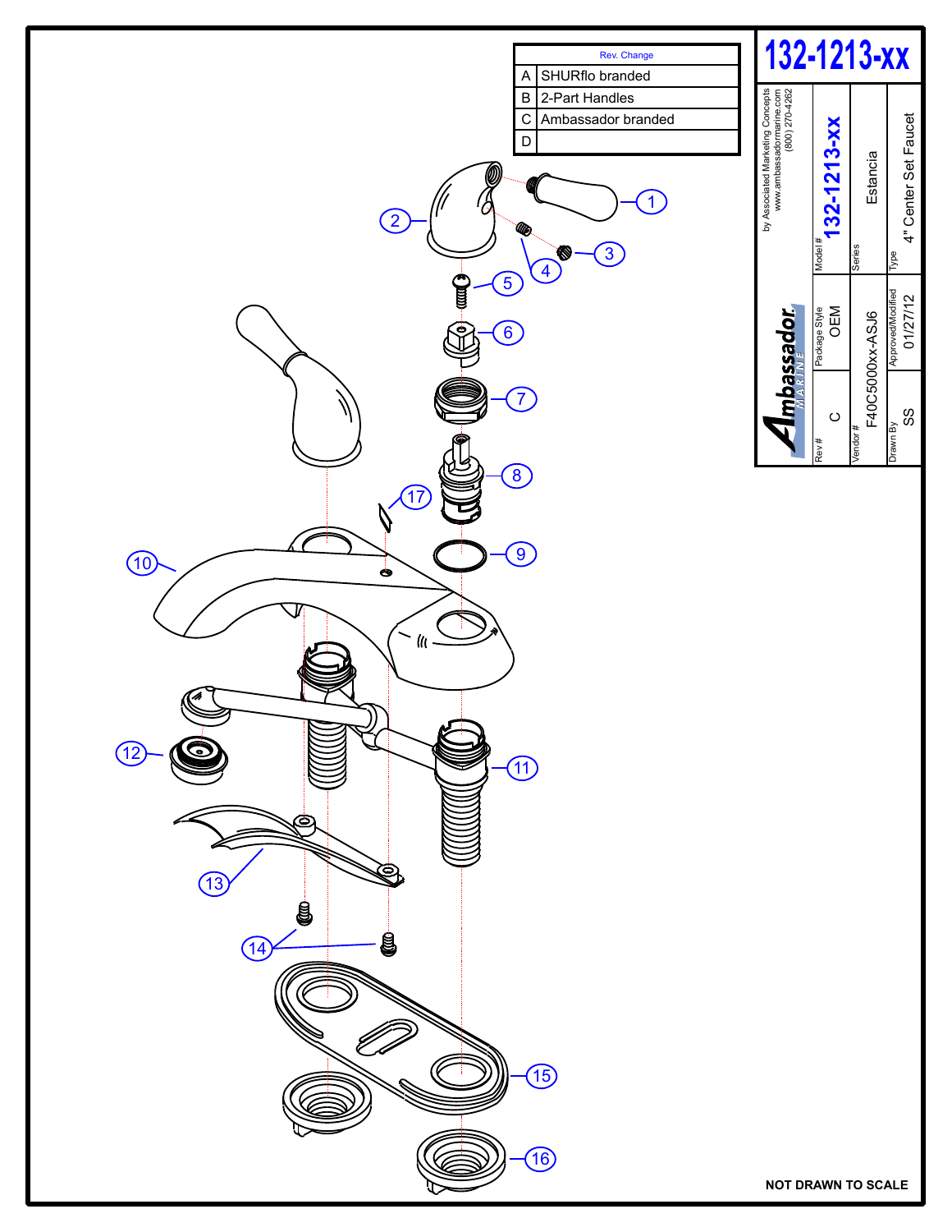# 132-1213-xx

| Rev. Change | |
|---|---|
| A | SHURflo branded |
| B | 2-Part Handles |
| C | Ambassador branded |
| D | |

by Associated Marketing Concepts
www.ambassadormarine.com
(800) 270-4262

Ambassador MARINE

| Model # | 132-1213-xx |
|---|---|
| Series | Estancia |
| Type | 4" Center Set Faucet |
| Rev # | C |
| Package Style | OEM |
| Vendor # | F40C5000xx-ASJ6 |
| Drawn By | SS |
| Approved/Modified | 01/27/12 |

1
2
3
4
5
6
7
8
9
10
11
12
13
14
15
16
17

NOT DRAWN TO SCALE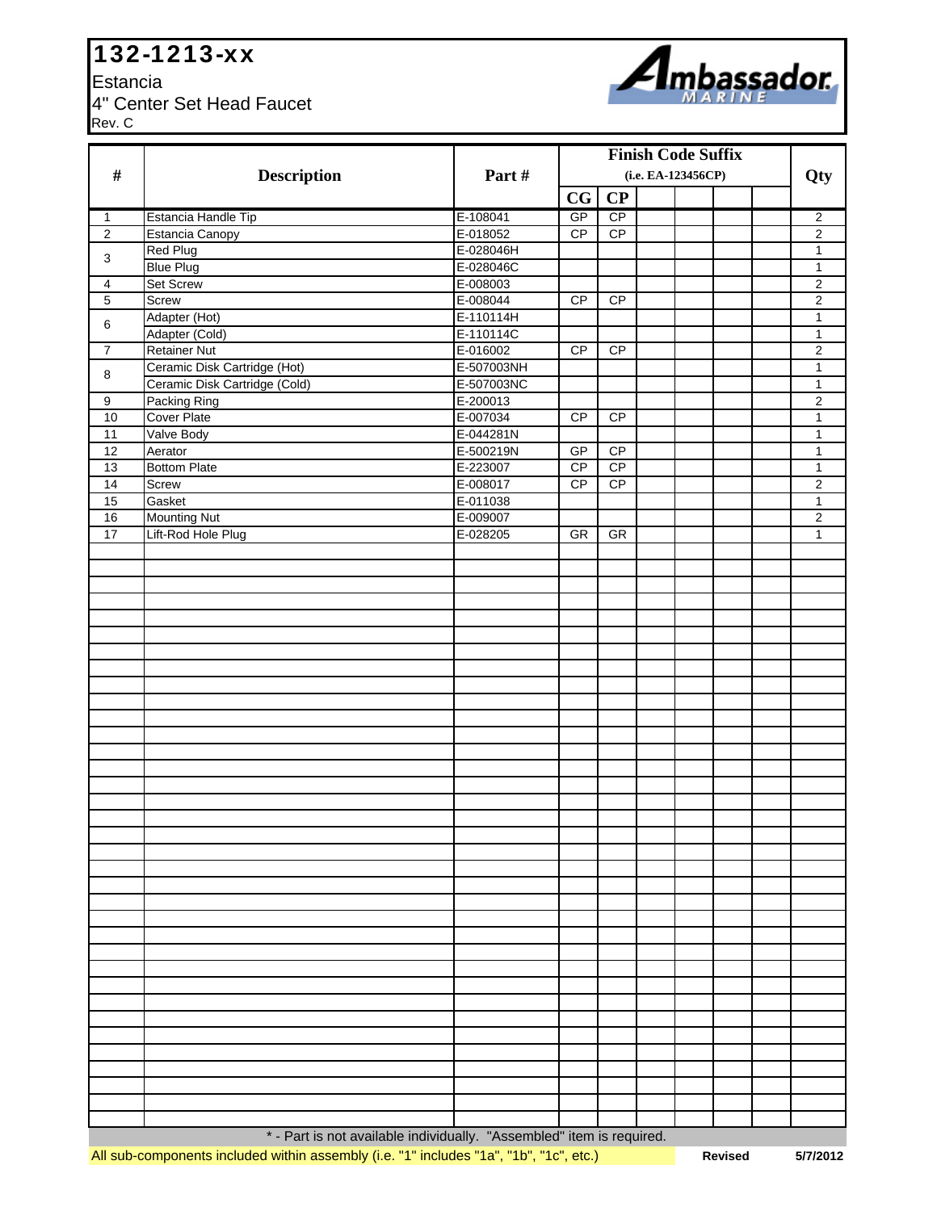# 132-1213-xx

Estancia

4" Center Set Head Faucet

Rev. C

Ambassador MARINE

| # | Description | Part # | Finish Code Suffix (i.e. EA-123456CP) | | | | | | Qty |
|---|---|---|---|---|---|---|---|---|---|
| | | | CG | CP | | | | | |
| 1 | Estancia Handle Tip | E-108041 | GP | CP | | | | | 2 |
| 2 | Estancia Canopy | E-018052 | CP | CP | | | | | 2 |
| 3 | Red Plug | E-028046H | | | | | | | 1 |
| | Blue Plug | E-028046C | | | | | | | 1 |
| 4 | Set Screw | E-008003 | | | | | | | 2 |
| 5 | Screw | E-008044 | CP | CP | | | | | 2 |
| 6 | Adapter (Hot) | E-110114H | | | | | | | 1 |
| | Adapter (Cold) | E-110114C | | | | | | | 1 |
| 7 | Retainer Nut | E-016002 | CP | CP | | | | | 2 |
| 8 | Ceramic Disk Cartridge (Hot) | E-507003NH | | | | | | | 1 |
| | Ceramic Disk Cartridge (Cold) | E-507003NC | | | | | | | 1 |
| 9 | Packing Ring | E-200013 | | | | | | | 2 |
| 10 | Cover Plate | E-007034 | CP | CP | | | | | 1 |
| 11 | Valve Body | E-044281N | | | | | | | 1 |
| 12 | Aerator | E-500219N | GP | CP | | | | | 1 |
| 13 | Bottom Plate | E-223007 | CP | CP | | | | | 1 |
| 14 | Screw | E-008017 | CP | CP | | | | | 2 |
| 15 | Gasket | E-011038 | | | | | | | 1 |
| 16 | Mounting Nut | E-009007 | | | | | | | 2 |
| 17 | Lift-Rod Hole Plug | E-028205 | GR | GR | | | | | 1 |

* - Part is not available individually. "Assembled" item is required.

All sub-components included within assembly (i.e. "1" includes "1a", "1b", "1c", etc.)

**Revised** **5/7/2012**